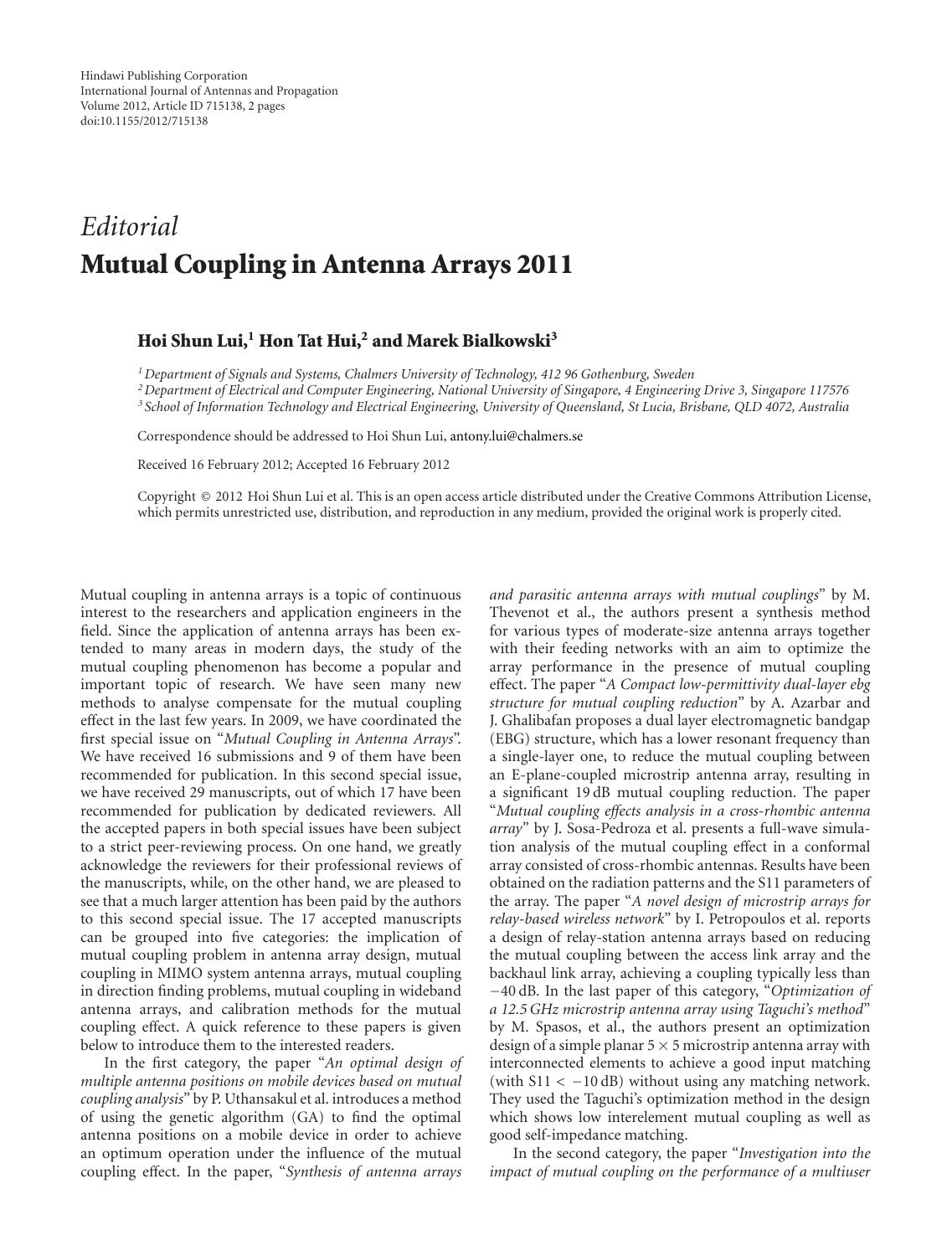*Editorial*

# Mutual Coupling in Antenna Arrays 2011

**Hoi Shun Lui,[1] Hon Tat Hui,[2] and Marek Bialkowski[3]**

[1] *Department of Signals and Systems, Chalmers University of Technology, 412 96 Gothenburg, Sweden*
[2] *Department of Electrical and Computer Engineering, National University of Singapore, 4 Engineering Drive 3, Singapore 117576*
[3] *School of Information Technology and Electrical Engineering, University of Queensland, St Lucia, Brisbane, QLD 4072, Australia*

Correspondence should be addressed to Hoi Shun Lui, antony.lui@chalmers.se

Received 16 February 2012; Accepted 16 February 2012

Copyright © 2012 Hoi Shun Lui et al. This is an open access article distributed under the Creative Commons Attribution License, which permits unrestricted use, distribution, and reproduction in any medium, provided the original work is properly cited.

Mutual coupling in antenna arrays is a topic of continuous interest to the researchers and application engineers in the field. Since the application of antenna arrays has been extended to many areas in modern days, the study of the mutual coupling phenomenon has become a popular and important topic of research. We have seen many new methods to analyse compensate for the mutual coupling effect in the last few years. In 2009, we have coordinated the first special issue on "*Mutual Coupling in Antenna Arrays*". We have received 16 submissions and 9 of them have been recommended for publication. In this second special issue, we have received 29 manuscripts, out of which 17 have been recommended for publication by dedicated reviewers. All the accepted papers in both special issues have been subject to a strict peer-reviewing process. On one hand, we greatly acknowledge the reviewers for their professional reviews of the manuscripts, while, on the other hand, we are pleased to see that a much larger attention has been paid by the authors to this second special issue. The 17 accepted manuscripts can be grouped into five categories: the implication of mutual coupling problem in antenna array design, mutual coupling in MIMO system antenna arrays, mutual coupling in direction finding problems, mutual coupling in wideband antenna arrays, and calibration methods for the mutual coupling effect. A quick reference to these papers is given below to introduce them to the interested readers.

In the first category, the paper "*An optimal design of multiple antenna positions on mobile devices based on mutual coupling analysis*" by P. Uthansakul et al. introduces a method of using the genetic algorithm (GA) to find the optimal antenna positions on a mobile device in order to achieve an optimum operation under the influence of the mutual coupling effect. In the paper, "*Synthesis of antenna arrays and parasitic antenna arrays with mutual couplings*" by M. Thevenot et al., the authors present a synthesis method for various types of moderate-size antenna arrays together with their feeding networks with an aim to optimize the array performance in the presence of mutual coupling effect. The paper "*A Compact low-permittivity dual-layer ebg structure for mutual coupling reduction*" by A. Azarbar and J. Ghalibafan proposes a dual layer electromagnetic bandgap (EBG) structure, which has a lower resonant frequency than a single-layer one, to reduce the mutual coupling between an E-plane-coupled microstrip antenna array, resulting in a significant 19 dB mutual coupling reduction. The paper "*Mutual coupling effects analysis in a cross-rhombic antenna array*" by J. Sosa-Pedroza et al. presents a full-wave simulation analysis of the mutual coupling effect in a conformal array consisted of cross-rhombic antennas. Results have been obtained on the radiation patterns and the S11 parameters of the array. The paper "*A novel design of microstrip arrays for relay-based wireless network*" by I. Petropoulos et al. reports a design of relay-station antenna arrays based on reducing the mutual coupling between the access link array and the backhaul link array, achieving a coupling typically less than $-40$ dB. In the last paper of this category, "*Optimization of a 12.5 GHz microstrip antenna array using Taguchi's method*" by M. Spasos, et al., the authors present an optimization design of a simple planar $5 \times 5$ microstrip antenna array with interconnected elements to achieve a good input matching (with $S11 < -10$ dB) without using any matching network. They used the Taguchi's optimization method in the design which shows low interelement mutual coupling as well as good self-impedance matching.

In the second category, the paper "*Investigation into the impact of mutual coupling on the performance of a multiuser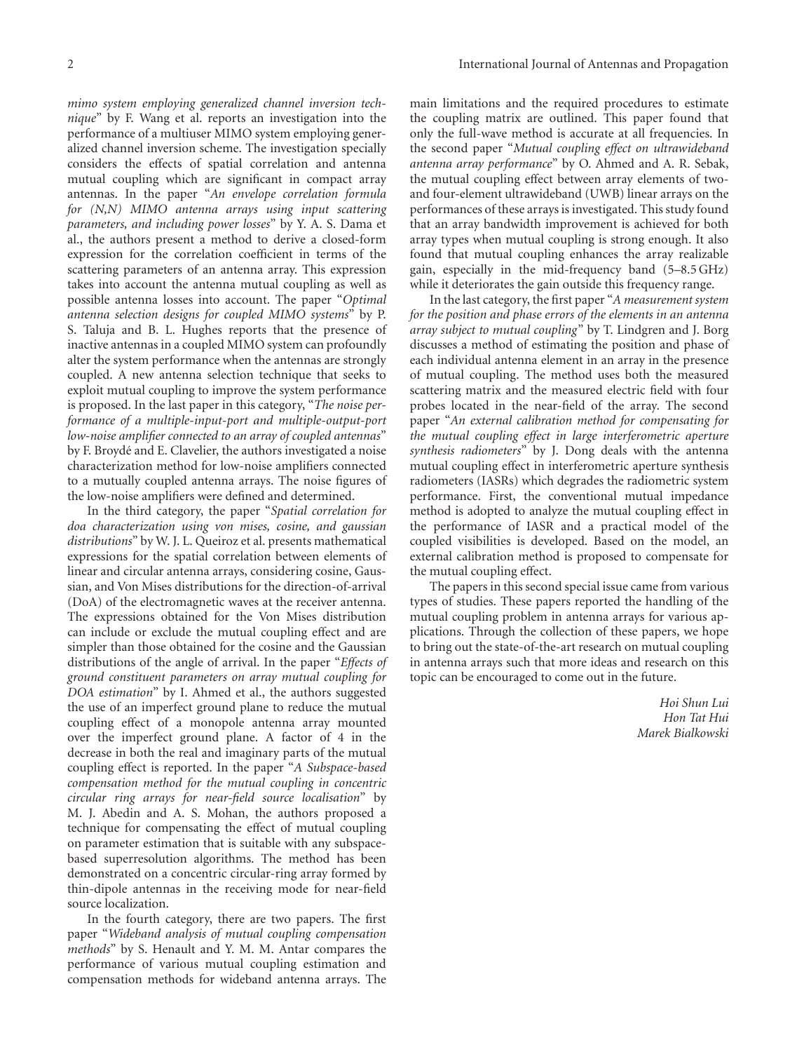*mimo system employing generalized channel inversion technique*" by F. Wang et al. reports an investigation into the performance of a multiuser MIMO system employing generalized channel inversion scheme. The investigation specially considers the effects of spatial correlation and antenna mutual coupling which are significant in compact array antennas. In the paper "*An envelope correlation formula for (N,N) MIMO antenna arrays using input scattering parameters, and including power losses*" by Y. A. S. Dama et al., the authors present a method to derive a closed-form expression for the correlation coefficient in terms of the scattering parameters of an antenna array. This expression takes into account the antenna mutual coupling as well as possible antenna losses into account. The paper "*Optimal antenna selection designs for coupled MIMO systems*" by P. S. Taluja and B. L. Hughes reports that the presence of inactive antennas in a coupled MIMO system can profoundly alter the system performance when the antennas are strongly coupled. A new antenna selection technique that seeks to exploit mutual coupling to improve the system performance is proposed. In the last paper in this category, "*The noise performance of a multiple-input-port and multiple-output-port low-noise amplifier connected to an array of coupled antennas*" by F. Broydé and E. Clavelier, the authors investigated a noise characterization method for low-noise amplifiers connected to a mutually coupled antenna arrays. The noise figures of the low-noise amplifiers were defined and determined.

In the third category, the paper "*Spatial correlation for doa characterization using von mises, cosine, and gaussian distributions*" by W. J. L. Queiroz et al. presents mathematical expressions for the spatial correlation between elements of linear and circular antenna arrays, considering cosine, Gaussian, and Von Mises distributions for the direction-of-arrival (DoA) of the electromagnetic waves at the receiver antenna. The expressions obtained for the Von Mises distribution can include or exclude the mutual coupling effect and are simpler than those obtained for the cosine and the Gaussian distributions of the angle of arrival. In the paper "*Effects of ground constituent parameters on array mutual coupling for DOA estimation*" by I. Ahmed et al., the authors suggested the use of an imperfect ground plane to reduce the mutual coupling effect of a monopole antenna array mounted over the imperfect ground plane. A factor of 4 in the decrease in both the real and imaginary parts of the mutual coupling effect is reported. In the paper "*A Subspace-based compensation method for the mutual coupling in concentric circular ring arrays for near-field source localisation*" by M. J. Abedin and A. S. Mohan, the authors proposed a technique for compensating the effect of mutual coupling on parameter estimation that is suitable with any subspace-based superresolution algorithms. The method has been demonstrated on a concentric circular-ring array formed by thin-dipole antennas in the receiving mode for near-field source localization.

In the fourth category, there are two papers. The first paper "*Wideband analysis of mutual coupling compensation methods*" by S. Henault and Y. M. M. Antar compares the performance of various mutual coupling estimation and compensation methods for wideband antenna arrays. The main limitations and the required procedures to estimate the coupling matrix are outlined. This paper found that only the full-wave method is accurate at all frequencies. In the second paper "*Mutual coupling effect on ultrawideband antenna array performance*" by O. Ahmed and A. R. Sebak, the mutual coupling effect between array elements of two- and four-element ultrawideband (UWB) linear arrays on the performances of these arrays is investigated. This study found that an array bandwidth improvement is achieved for both array types when mutual coupling is strong enough. It also found that mutual coupling enhances the array realizable gain, especially in the mid-frequency band (5–8.5 GHz) while it deteriorates the gain outside this frequency range.

In the last category, the first paper "*A measurement system for the position and phase errors of the elements in an antenna array subject to mutual coupling*" by T. Lindgren and J. Borg discusses a method of estimating the position and phase of each individual antenna element in an array in the presence of mutual coupling. The method uses both the measured scattering matrix and the measured electric field with four probes located in the near-field of the array. The second paper "*An external calibration method for compensating for the mutual coupling effect in large interferometric aperture synthesis radiometers*" by J. Dong deals with the antenna mutual coupling effect in interferometric aperture synthesis radiometers (IASRs) which degrades the radiometric system performance. First, the conventional mutual impedance method is adopted to analyze the mutual coupling effect in the performance of IASR and a practical model of the coupled visibilities is developed. Based on the model, an external calibration method is proposed to compensate for the mutual coupling effect.

The papers in this second special issue came from various types of studies. These papers reported the handling of the mutual coupling problem in antenna arrays for various applications. Through the collection of these papers, we hope to bring out the state-of-the-art research on mutual coupling in antenna arrays such that more ideas and research on this topic can be encouraged to come out in the future.

*Hoi Shun Lui*
*Hon Tat Hui*
*Marek Bialkowski*